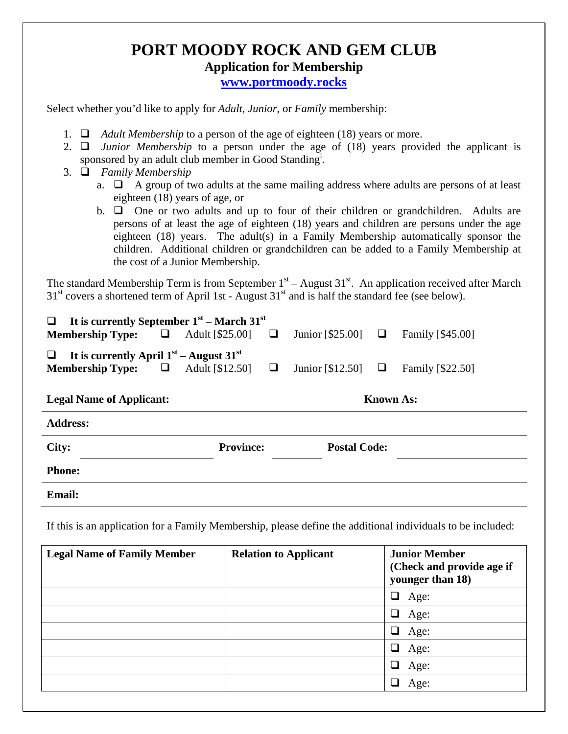# PORT MOODY ROCK AND GEM CLUB

## Application for Membership

**www.portmoody.rocks**

Select whether you'd like to apply for *Adult*, *Junior*, or *Family* membership:

1. ❑ *Adult Membership* to a person of the age of eighteen (18) years or more.
2. ❑ *Junior Membership* to a person under the age of (18) years provided the applicant is sponsored by an adult club member in Good Standing[i].
3. ❑ *Family Membership*
   a. ❑ A group of two adults at the same mailing address where adults are persons of at least eighteen (18) years of age, or
   b. ❑ One or two adults and up to four of their children or grandchildren. Adults are persons of at least the age of eighteen (18) years and children are persons under the age eighteen (18) years. The adult(s) in a Family Membership automatically sponsor the children. Additional children or grandchildren can be added to a Family Membership at the cost of a Junior Membership.

The standard Membership Term is from September 1st – August 31st. An application received after March 31st covers a shortened term of April 1st - August 31st and is half the standard fee (see below).

❑ **It is currently September 1st – March 31st**
**Membership Type:** ❑ Adult [$25.00] ❑ Junior [$25.00] ❑ Family [$45.00]

❑ **It is currently April 1st – August 31st**
**Membership Type:** ❑ Adult [$12.50] ❑ Junior [$12.50] ❑ Family [$22.50]

**Legal Name of Applicant:** ______________________ **Known As:** ______________________

**Address:** ______________________

**City:** ______________ **Province:** ________ **Postal Code:** ______________

**Phone:** ______________________

**Email:** ______________________

If this is an application for a Family Membership, please define the additional individuals to be included:

| Legal Name of Family Member | Relation to Applicant | Junior Member (Check and provide age if younger than 18) |
|---|---|---|
| | | ❑ Age: |
| | | ❑ Age: |
| | | ❑ Age: |
| | | ❑ Age: |
| | | ❑ Age: |
| | | ❑ Age: |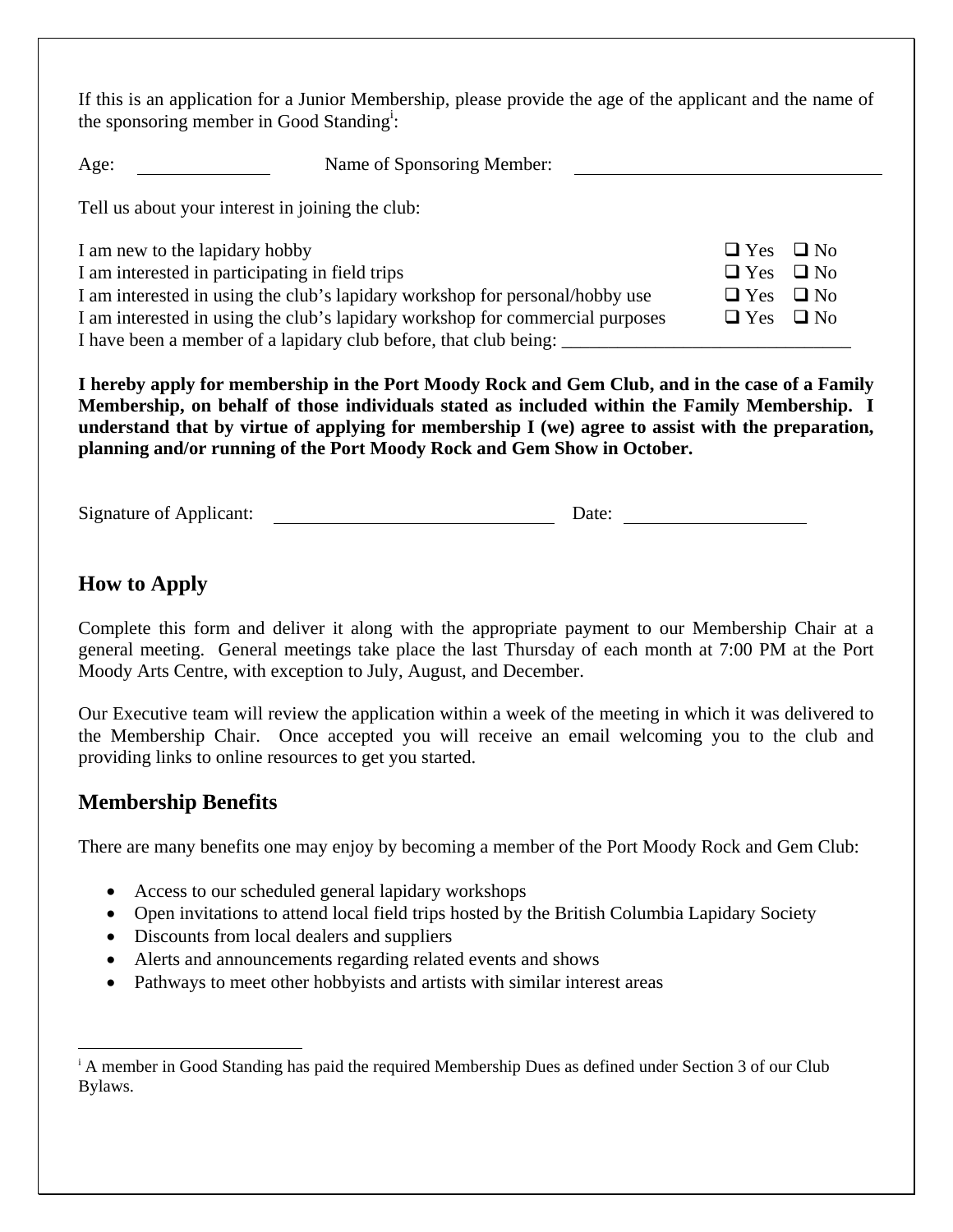If this is an application for a Junior Membership, please provide the age of the applicant and the name of the sponsoring member in Good Standing[i]:

Age: \_\_\_\_\_\_\_\_\_\_\_\_ Name of Sponsoring Member: \_\_\_\_\_\_\_\_\_\_\_\_\_\_\_\_\_\_\_\_\_\_\_\_\_\_\_\_

Tell us about your interest in joining the club:

| | |
|---|---|
| I am new to the lapidary hobby | ❑ Yes ❑ No |
| I am interested in participating in field trips | ❑ Yes ❑ No |
| I am interested in using the club's lapidary workshop for personal/hobby use | ❑ Yes ❑ No |
| I am interested in using the club's lapidary workshop for commercial purposes | ❑ Yes ❑ No |

I have been a member of a lapidary club before, that club being: \_\_\_\_\_\_\_\_\_\_\_\_\_\_\_\_\_\_\_\_\_\_\_\_\_\_\_\_\_\_

**I hereby apply for membership in the Port Moody Rock and Gem Club, and in the case of a Family Membership, on behalf of those individuals stated as included within the Family Membership. I understand that by virtue of applying for membership I (we) agree to assist with the preparation, planning and/or running of the Port Moody Rock and Gem Show in October.**

Signature of Applicant: \_\_\_\_\_\_\_\_\_\_\_\_\_\_\_\_\_\_\_\_\_\_\_\_\_\_ Date: \_\_\_\_\_\_\_\_\_\_\_\_\_\_\_\_\_

## How to Apply

Complete this form and deliver it along with the appropriate payment to our Membership Chair at a general meeting. General meetings take place the last Thursday of each month at 7:00 PM at the Port Moody Arts Centre, with exception to July, August, and December.

Our Executive team will review the application within a week of the meeting in which it was delivered to the Membership Chair. Once accepted you will receive an email welcoming you to the club and providing links to online resources to get you started.

## Membership Benefits

There are many benefits one may enjoy by becoming a member of the Port Moody Rock and Gem Club:

- Access to our scheduled general lapidary workshops
- Open invitations to attend local field trips hosted by the British Columbia Lapidary Society
- Discounts from local dealers and suppliers
- Alerts and announcements regarding related events and shows
- Pathways to meet other hobbyists and artists with similar interest areas

---

[i] A member in Good Standing has paid the required Membership Dues as defined under Section 3 of our Club Bylaws.